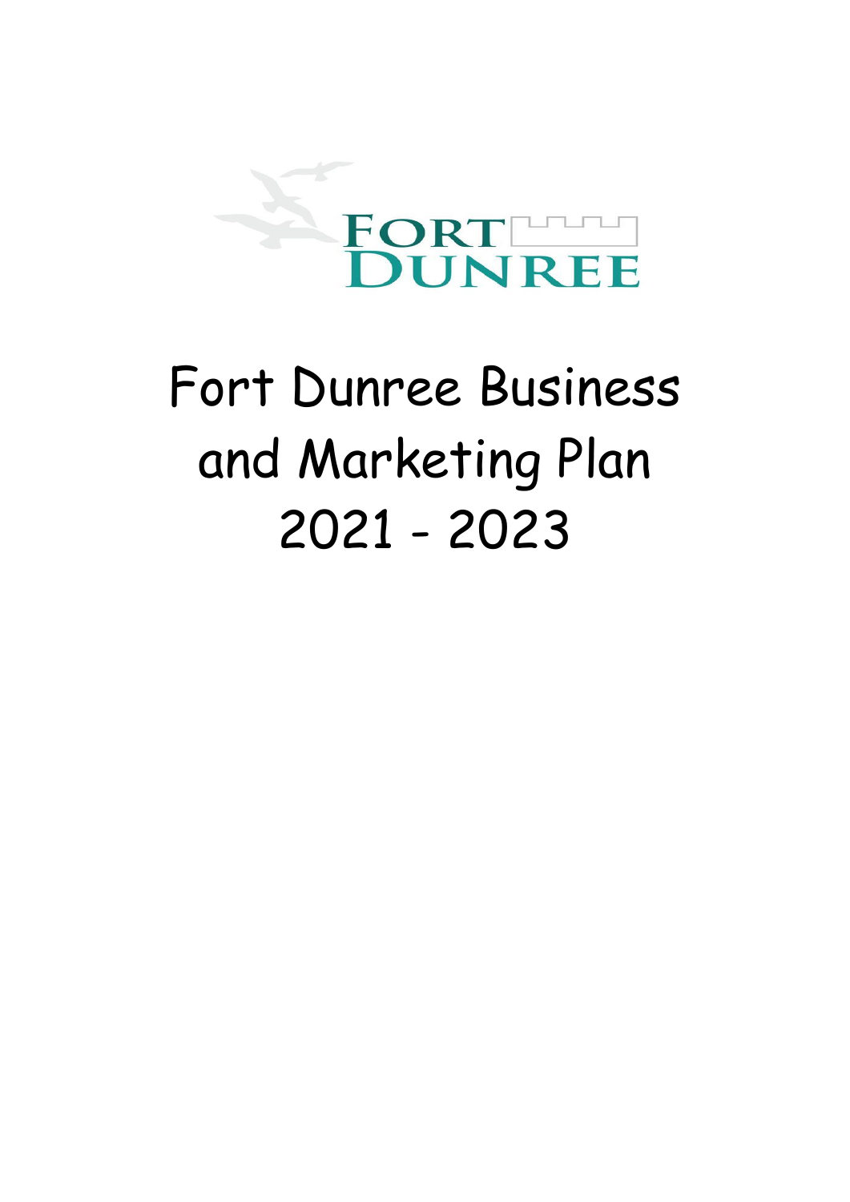FORT DUNREE

# Fort Dunree Business and Marketing Plan 2021 - 2023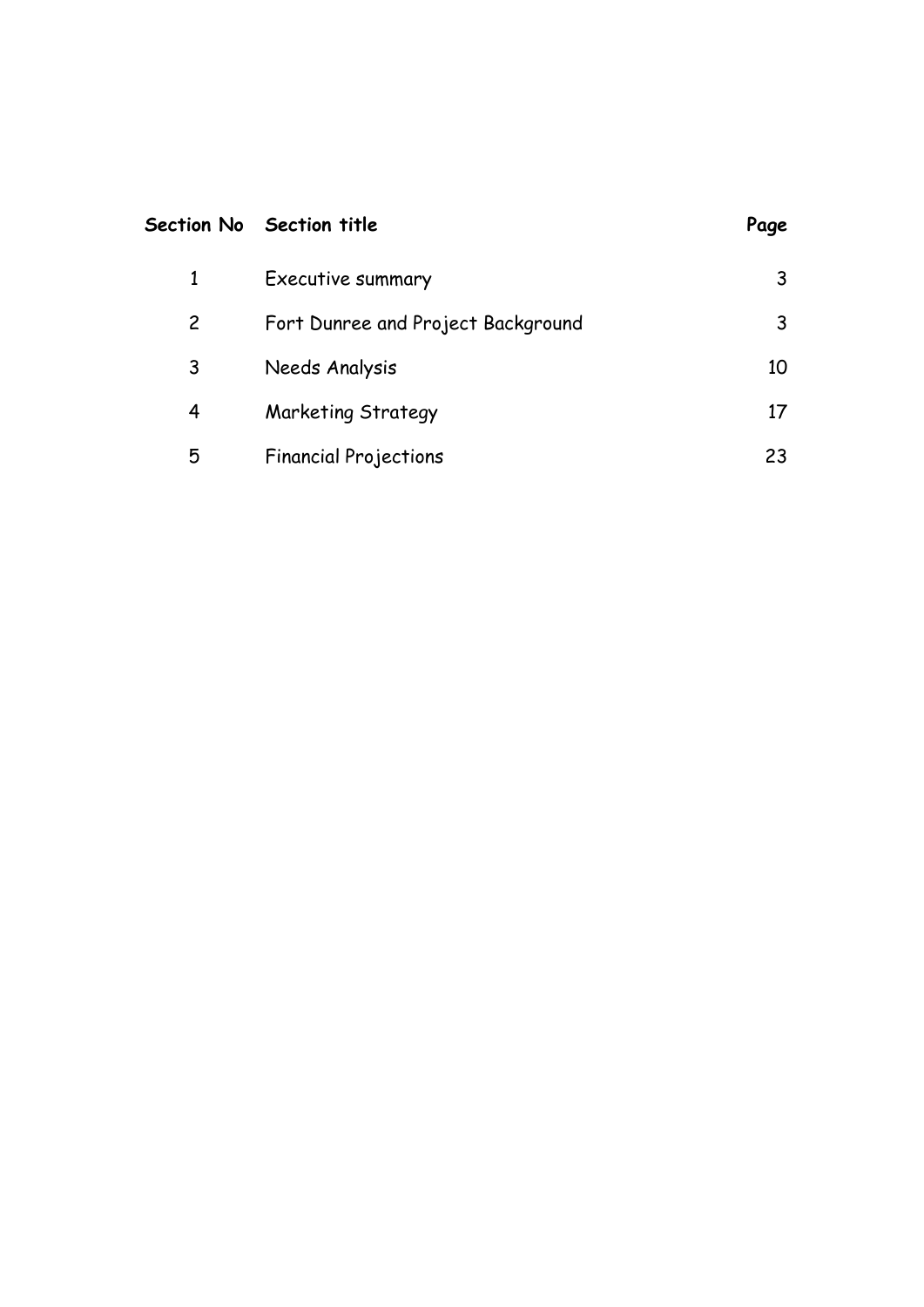| Section No | Section title | Page |
| --- | --- | --- |
| 1 | Executive summary | 3 |
| 2 | Fort Dunree and Project Background | 3 |
| 3 | Needs Analysis | 10 |
| 4 | Marketing Strategy | 17 |
| 5 | Financial Projections | 23 |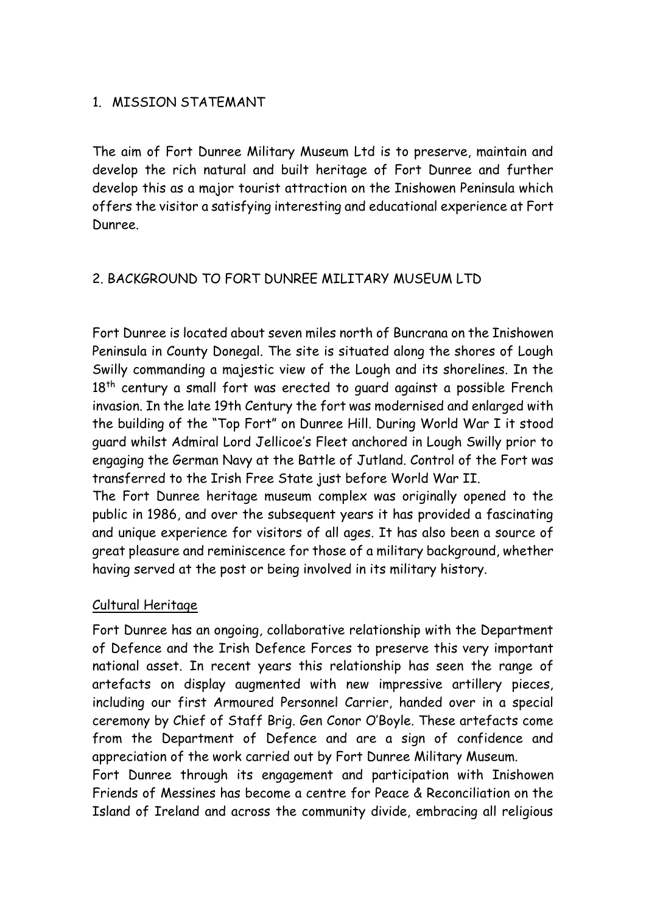## 1. MISSION STATEMANT

The aim of Fort Dunree Military Museum Ltd is to preserve, maintain and develop the rich natural and built heritage of Fort Dunree and further develop this as a major tourist attraction on the Inishowen Peninsula which offers the visitor a satisfying interesting and educational experience at Fort Dunree.

## 2. BACKGROUND TO FORT DUNREE MILITARY MUSEUM LTD

Fort Dunree is located about seven miles north of Buncrana on the Inishowen Peninsula in County Donegal. The site is situated along the shores of Lough Swilly commanding a majestic view of the Lough and its shorelines. In the 18th century a small fort was erected to guard against a possible French invasion. In the late 19th Century the fort was modernised and enlarged with the building of the "Top Fort" on Dunree Hill. During World War I it stood guard whilst Admiral Lord Jellicoe's Fleet anchored in Lough Swilly prior to engaging the German Navy at the Battle of Jutland. Control of the Fort was transferred to the Irish Free State just before World War II.

The Fort Dunree heritage museum complex was originally opened to the public in 1986, and over the subsequent years it has provided a fascinating and unique experience for visitors of all ages. It has also been a source of great pleasure and reminiscence for those of a military background, whether having served at the post or being involved in its military history.

### Cultural Heritage

Fort Dunree has an ongoing, collaborative relationship with the Department of Defence and the Irish Defence Forces to preserve this very important national asset. In recent years this relationship has seen the range of artefacts on display augmented with new impressive artillery pieces, including our first Armoured Personnel Carrier, handed over in a special ceremony by Chief of Staff Brig. Gen Conor O'Boyle. These artefacts come from the Department of Defence and are a sign of confidence and appreciation of the work carried out by Fort Dunree Military Museum.

Fort Dunree through its engagement and participation with Inishowen Friends of Messines has become a centre for Peace & Reconciliation on the Island of Ireland and across the community divide, embracing all religious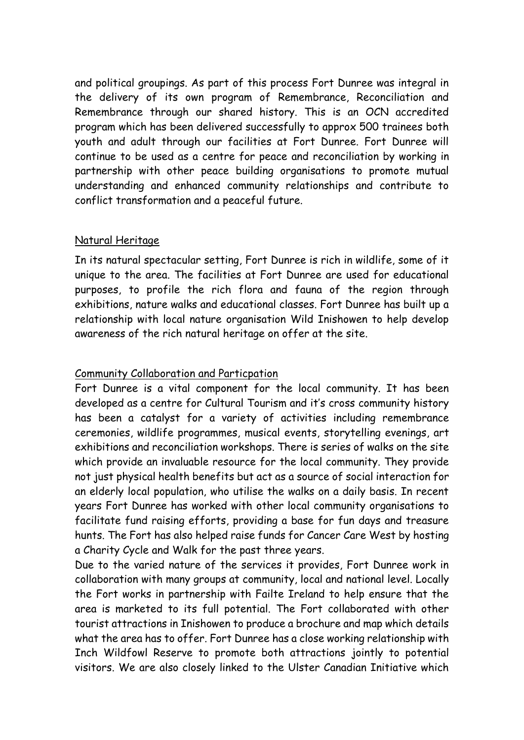and political groupings. As part of this process Fort Dunree was integral in the delivery of its own program of Remembrance, Reconciliation and Remembrance through our shared history. This is an OCN accredited program which has been delivered successfully to approx 500 trainees both youth and adult through our facilities at Fort Dunree. Fort Dunree will continue to be used as a centre for peace and reconciliation by working in partnership with other peace building organisations to promote mutual understanding and enhanced community relationships and contribute to conflict transformation and a peaceful future.

## Natural Heritage

In its natural spectacular setting, Fort Dunree is rich in wildlife, some of it unique to the area. The facilities at Fort Dunree are used for educational purposes, to profile the rich flora and fauna of the region through exhibitions, nature walks and educational classes. Fort Dunree has built up a relationship with local nature organisation Wild Inishowen to help develop awareness of the rich natural heritage on offer at the site.

## Community Collaboration and Particpation

Fort Dunree is a vital component for the local community. It has been developed as a centre for Cultural Tourism and it's cross community history has been a catalyst for a variety of activities including remembrance ceremonies, wildlife programmes, musical events, storytelling evenings, art exhibitions and reconciliation workshops. There is series of walks on the site which provide an invaluable resource for the local community. They provide not just physical health benefits but act as a source of social interaction for an elderly local population, who utilise the walks on a daily basis. In recent years Fort Dunree has worked with other local community organisations to facilitate fund raising efforts, providing a base for fun days and treasure hunts. The Fort has also helped raise funds for Cancer Care West by hosting a Charity Cycle and Walk for the past three years.

Due to the varied nature of the services it provides, Fort Dunree work in collaboration with many groups at community, local and national level. Locally the Fort works in partnership with Failte Ireland to help ensure that the area is marketed to its full potential. The Fort collaborated with other tourist attractions in Inishowen to produce a brochure and map which details what the area has to offer. Fort Dunree has a close working relationship with Inch Wildfowl Reserve to promote both attractions jointly to potential visitors. We are also closely linked to the Ulster Canadian Initiative which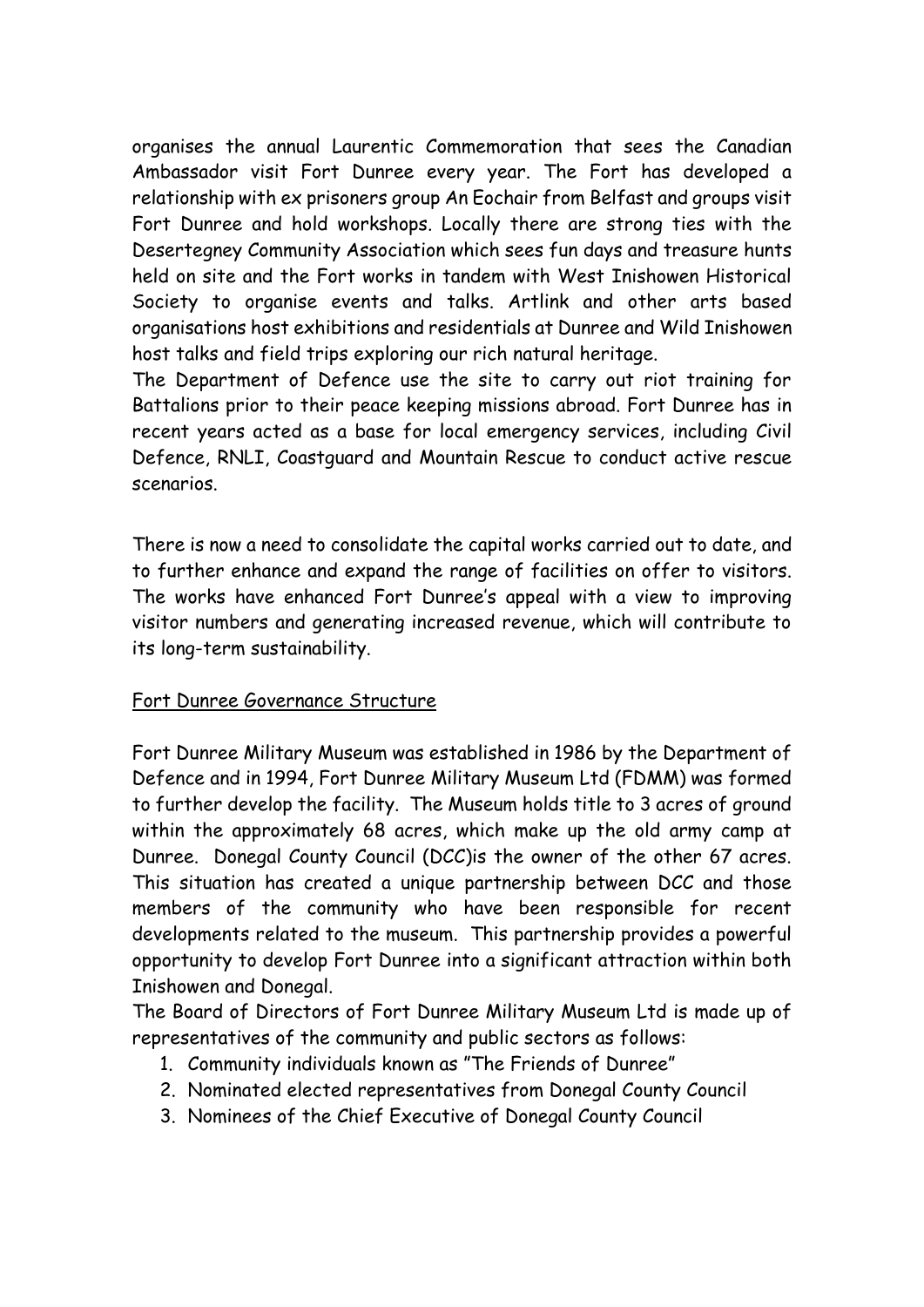organises the annual Laurentic Commemoration that sees the Canadian Ambassador visit Fort Dunree every year. The Fort has developed a relationship with ex prisoners group An Eochair from Belfast and groups visit Fort Dunree and hold workshops. Locally there are strong ties with the Desertegney Community Association which sees fun days and treasure hunts held on site and the Fort works in tandem with West Inishowen Historical Society to organise events and talks. Artlink and other arts based organisations host exhibitions and residentials at Dunree and Wild Inishowen host talks and field trips exploring our rich natural heritage.
The Department of Defence use the site to carry out riot training for Battalions prior to their peace keeping missions abroad. Fort Dunree has in recent years acted as a base for local emergency services, including Civil Defence, RNLI, Coastguard and Mountain Rescue to conduct active rescue scenarios.

There is now a need to consolidate the capital works carried out to date, and to further enhance and expand the range of facilities on offer to visitors. The works have enhanced Fort Dunree's appeal with a view to improving visitor numbers and generating increased revenue, which will contribute to its long-term sustainability.

## Fort Dunree Governance Structure

Fort Dunree Military Museum was established in 1986 by the Department of Defence and in 1994, Fort Dunree Military Museum Ltd (FDMM) was formed to further develop the facility. The Museum holds title to 3 acres of ground within the approximately 68 acres, which make up the old army camp at Dunree. Donegal County Council (DCC)is the owner of the other 67 acres. This situation has created a unique partnership between DCC and those members of the community who have been responsible for recent developments related to the museum. This partnership provides a powerful opportunity to develop Fort Dunree into a significant attraction within both Inishowen and Donegal.
The Board of Directors of Fort Dunree Military Museum Ltd is made up of representatives of the community and public sectors as follows:

1. Community individuals known as "The Friends of Dunree"
2. Nominated elected representatives from Donegal County Council
3. Nominees of the Chief Executive of Donegal County Council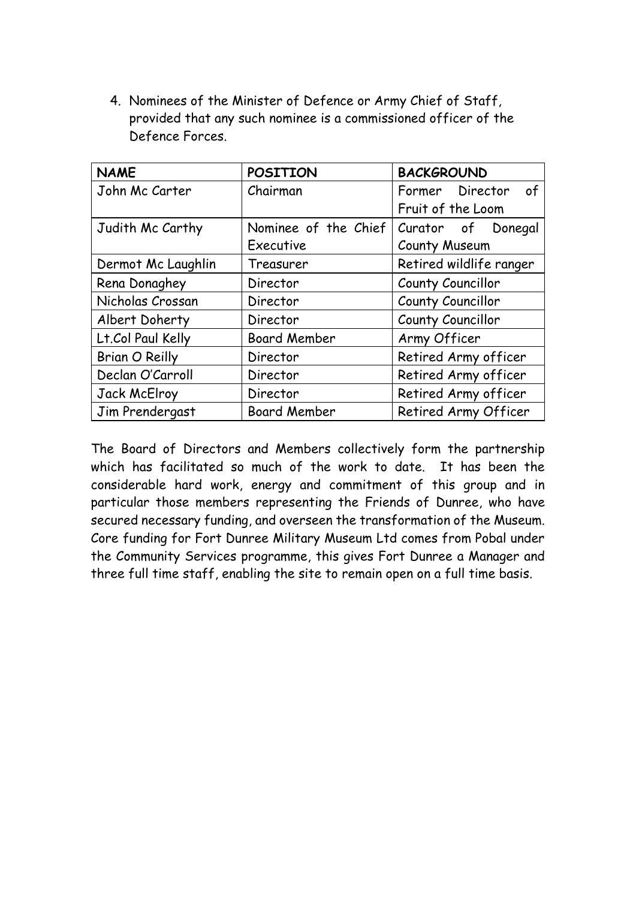4. Nominees of the Minister of Defence or Army Chief of Staff, provided that any such nominee is a commissioned officer of the Defence Forces.

| NAME | POSITION | BACKGROUND |
|---|---|---|
| John Mc Carter | Chairman | Former Director of Fruit of the Loom |
| Judith Mc Carthy | Nominee of the Chief Executive | Curator of Donegal County Museum |
| Dermot Mc Laughlin | Treasurer | Retired wildlife ranger |
| Rena Donaghey | Director | County Councillor |
| Nicholas Crossan | Director | County Councillor |
| Albert Doherty | Director | County Councillor |
| Lt.Col Paul Kelly | Board Member | Army Officer |
| Brian O Reilly | Director | Retired Army officer |
| Declan O'Carroll | Director | Retired Army officer |
| Jack McElroy | Director | Retired Army officer |
| Jim Prendergast | Board Member | Retired Army Officer |

The Board of Directors and Members collectively form the partnership which has facilitated so much of the work to date. It has been the considerable hard work, energy and commitment of this group and in particular those members representing the Friends of Dunree, who have secured necessary funding, and overseen the transformation of the Museum. Core funding for Fort Dunree Military Museum Ltd comes from Pobal under the Community Services programme, this gives Fort Dunree a Manager and three full time staff, enabling the site to remain open on a full time basis.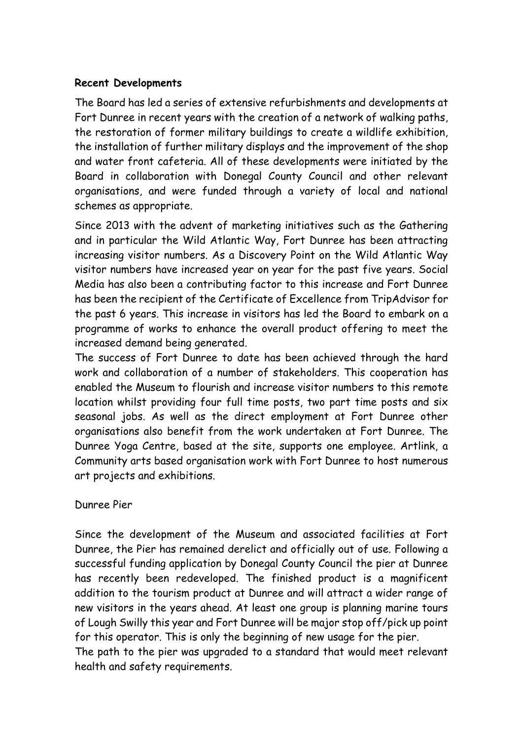**Recent Developments**

The Board has led a series of extensive refurbishments and developments at Fort Dunree in recent years with the creation of a network of walking paths, the restoration of former military buildings to create a wildlife exhibition, the installation of further military displays and the improvement of the shop and water front cafeteria. All of these developments were initiated by the Board in collaboration with Donegal County Council and other relevant organisations, and were funded through a variety of local and national schemes as appropriate.

Since 2013 with the advent of marketing initiatives such as the Gathering and in particular the Wild Atlantic Way, Fort Dunree has been attracting increasing visitor numbers. As a Discovery Point on the Wild Atlantic Way visitor numbers have increased year on year for the past five years. Social Media has also been a contributing factor to this increase and Fort Dunree has been the recipient of the Certificate of Excellence from TripAdvisor for the past 6 years. This increase in visitors has led the Board to embark on a programme of works to enhance the overall product offering to meet the increased demand being generated.

The success of Fort Dunree to date has been achieved through the hard work and collaboration of a number of stakeholders. This cooperation has enabled the Museum to flourish and increase visitor numbers to this remote location whilst providing four full time posts, two part time posts and six seasonal jobs. As well as the direct employment at Fort Dunree other organisations also benefit from the work undertaken at Fort Dunree. The Dunree Yoga Centre, based at the site, supports one employee. Artlink, a Community arts based organisation work with Fort Dunree to host numerous art projects and exhibitions.

Dunree Pier

Since the development of the Museum and associated facilities at Fort Dunree, the Pier has remained derelict and officially out of use. Following a successful funding application by Donegal County Council the pier at Dunree has recently been redeveloped. The finished product is a magnificent addition to the tourism product at Dunree and will attract a wider range of new visitors in the years ahead. At least one group is planning marine tours of Lough Swilly this year and Fort Dunree will be major stop off/pick up point for this operator. This is only the beginning of new usage for the pier.

The path to the pier was upgraded to a standard that would meet relevant health and safety requirements.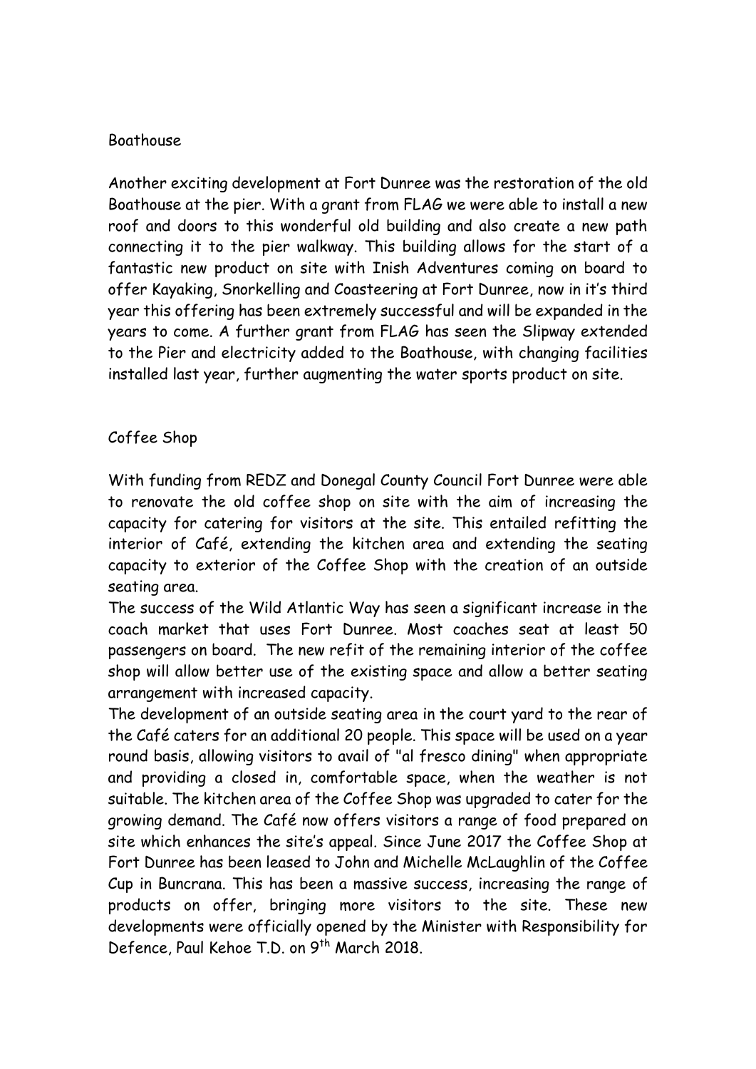## Boathouse

Another exciting development at Fort Dunree was the restoration of the old Boathouse at the pier. With a grant from FLAG we were able to install a new roof and doors to this wonderful old building and also create a new path connecting it to the pier walkway. This building allows for the start of a fantastic new product on site with Inish Adventures coming on board to offer Kayaking, Snorkelling and Coasteering at Fort Dunree, now in it's third year this offering has been extremely successful and will be expanded in the years to come. A further grant from FLAG has seen the Slipway extended to the Pier and electricity added to the Boathouse, with changing facilities installed last year, further augmenting the water sports product on site.

## Coffee Shop

With funding from REDZ and Donegal County Council Fort Dunree were able to renovate the old coffee shop on site with the aim of increasing the capacity for catering for visitors at the site. This entailed refitting the interior of Café, extending the kitchen area and extending the seating capacity to exterior of the Coffee Shop with the creation of an outside seating area.

The success of the Wild Atlantic Way has seen a significant increase in the coach market that uses Fort Dunree. Most coaches seat at least 50 passengers on board. The new refit of the remaining interior of the coffee shop will allow better use of the existing space and allow a better seating arrangement with increased capacity.

The development of an outside seating area in the court yard to the rear of the Café caters for an additional 20 people. This space will be used on a year round basis, allowing visitors to avail of "al fresco dining" when appropriate and providing a closed in, comfortable space, when the weather is not suitable. The kitchen area of the Coffee Shop was upgraded to cater for the growing demand. The Café now offers visitors a range of food prepared on site which enhances the site's appeal. Since June 2017 the Coffee Shop at Fort Dunree has been leased to John and Michelle McLaughlin of the Coffee Cup in Buncrana. This has been a massive success, increasing the range of products on offer, bringing more visitors to the site. These new developments were officially opened by the Minister with Responsibility for Defence, Paul Kehoe T.D. on 9th March 2018.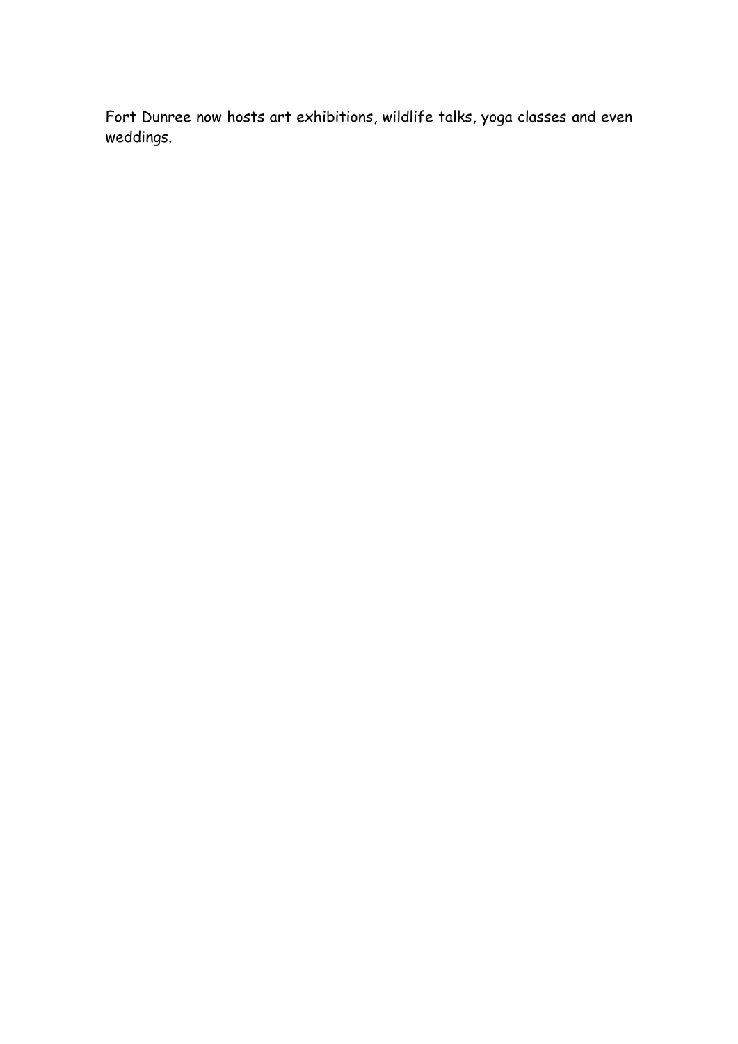Fort Dunree now hosts art exhibitions, wildlife talks, yoga classes and even weddings.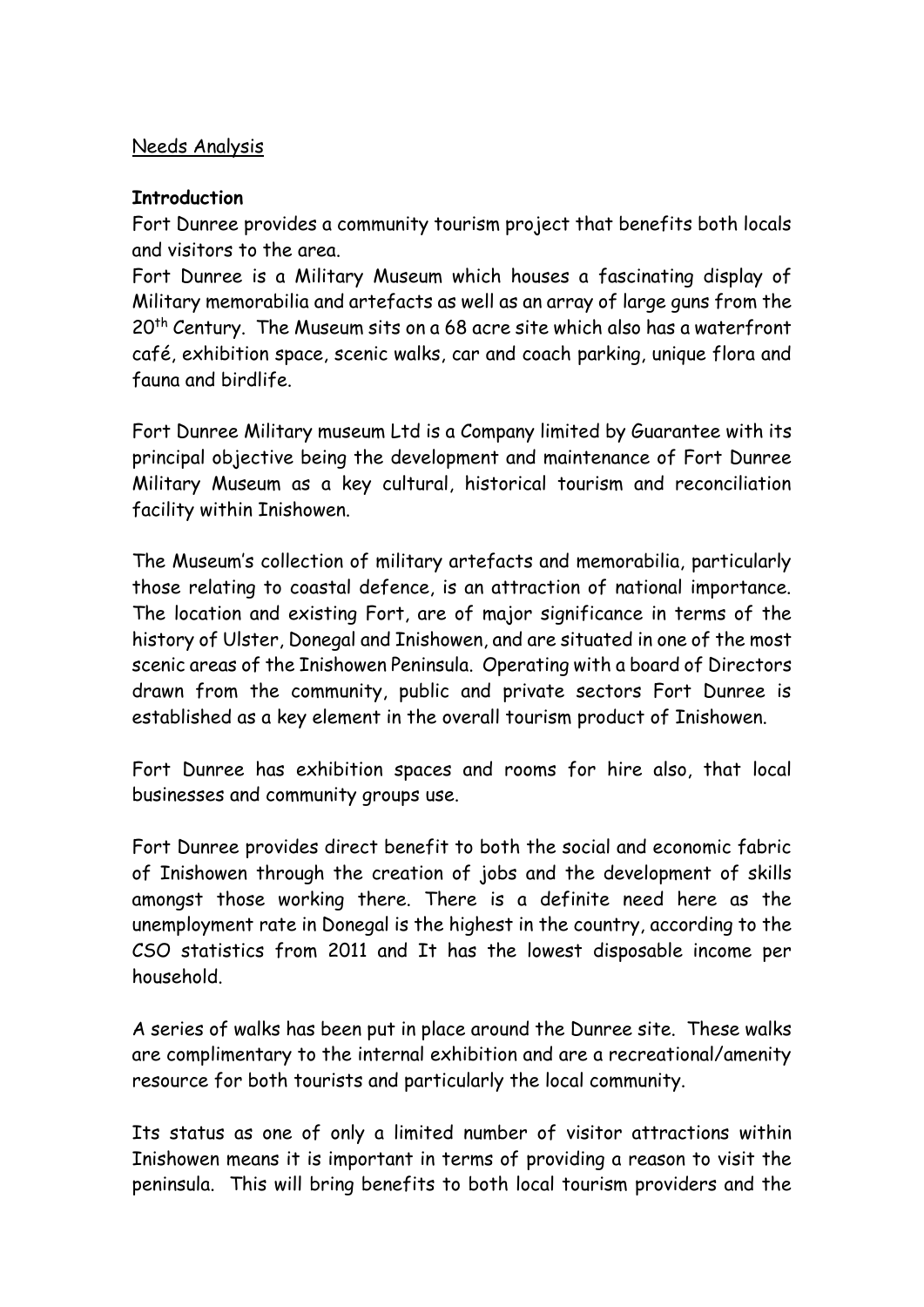Needs Analysis

**Introduction**

Fort Dunree provides a community tourism project that benefits both locals and visitors to the area.

Fort Dunree is a Military Museum which houses a fascinating display of Military memorabilia and artefacts as well as an array of large guns from the 20th Century. The Museum sits on a 68 acre site which also has a waterfront café, exhibition space, scenic walks, car and coach parking, unique flora and fauna and birdlife.

Fort Dunree Military museum Ltd is a Company limited by Guarantee with its principal objective being the development and maintenance of Fort Dunree Military Museum as a key cultural, historical tourism and reconciliation facility within Inishowen.

The Museum's collection of military artefacts and memorabilia, particularly those relating to coastal defence, is an attraction of national importance. The location and existing Fort, are of major significance in terms of the history of Ulster, Donegal and Inishowen, and are situated in one of the most scenic areas of the Inishowen Peninsula. Operating with a board of Directors drawn from the community, public and private sectors Fort Dunree is established as a key element in the overall tourism product of Inishowen.

Fort Dunree has exhibition spaces and rooms for hire also, that local businesses and community groups use.

Fort Dunree provides direct benefit to both the social and economic fabric of Inishowen through the creation of jobs and the development of skills amongst those working there. There is a definite need here as the unemployment rate in Donegal is the highest in the country, according to the CSO statistics from 2011 and It has the lowest disposable income per household.

A series of walks has been put in place around the Dunree site. These walks are complimentary to the internal exhibition and are a recreational/amenity resource for both tourists and particularly the local community.

Its status as one of only a limited number of visitor attractions within Inishowen means it is important in terms of providing a reason to visit the peninsula. This will bring benefits to both local tourism providers and the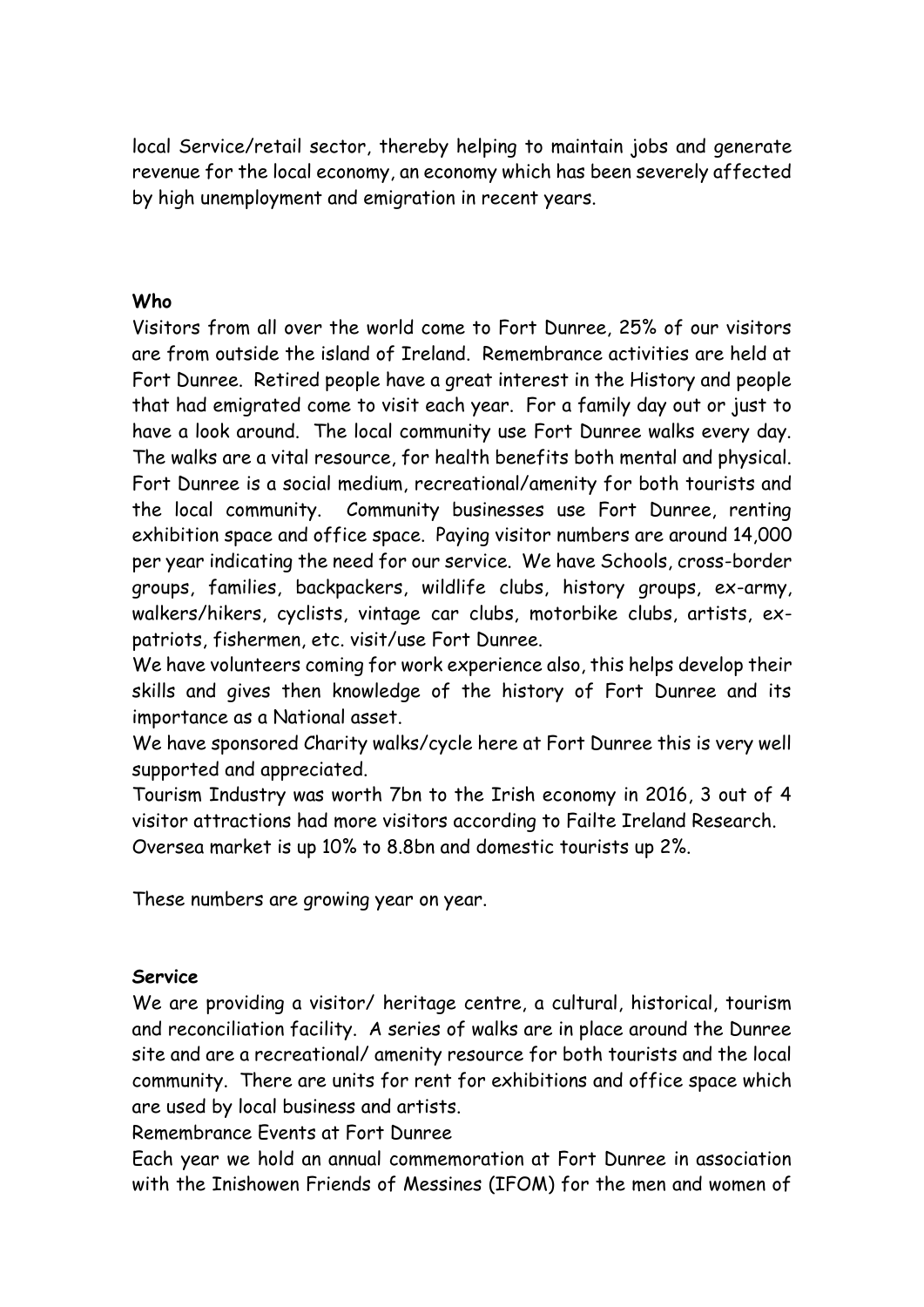local Service/retail sector, thereby helping to maintain jobs and generate revenue for the local economy, an economy which has been severely affected by high unemployment and emigration in recent years.

**Who**

Visitors from all over the world come to Fort Dunree, 25% of our visitors are from outside the island of Ireland. Remembrance activities are held at Fort Dunree. Retired people have a great interest in the History and people that had emigrated come to visit each year. For a family day out or just to have a look around. The local community use Fort Dunree walks every day. The walks are a vital resource, for health benefits both mental and physical. Fort Dunree is a social medium, recreational/amenity for both tourists and the local community. Community businesses use Fort Dunree, renting exhibition space and office space. Paying visitor numbers are around 14,000 per year indicating the need for our service. We have Schools, cross-border groups, families, backpackers, wildlife clubs, history groups, ex-army, walkers/hikers, cyclists, vintage car clubs, motorbike clubs, artists, ex-patriots, fishermen, etc. visit/use Fort Dunree.

We have volunteers coming for work experience also, this helps develop their skills and gives then knowledge of the history of Fort Dunree and its importance as a National asset.

We have sponsored Charity walks/cycle here at Fort Dunree this is very well supported and appreciated.

Tourism Industry was worth 7bn to the Irish economy in 2016, 3 out of 4 visitor attractions had more visitors according to Failte Ireland Research. Oversea market is up 10% to 8.8bn and domestic tourists up 2%.

These numbers are growing year on year.

**Service**

We are providing a visitor/ heritage centre, a cultural, historical, tourism and reconciliation facility. A series of walks are in place around the Dunree site and are a recreational/ amenity resource for both tourists and the local community. There are units for rent for exhibitions and office space which are used by local business and artists.

Remembrance Events at Fort Dunree

Each year we hold an annual commemoration at Fort Dunree in association with the Inishowen Friends of Messines (IFOM) for the men and women of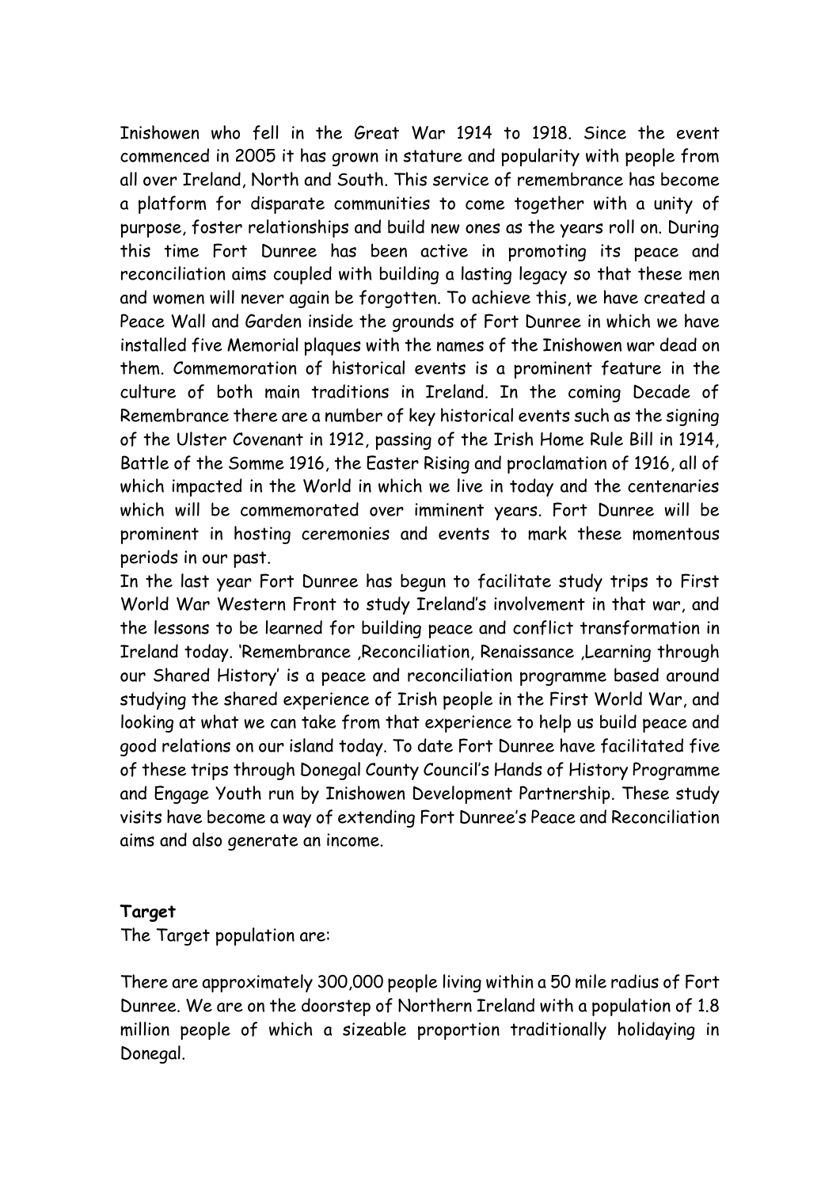Inishowen who fell in the Great War 1914 to 1918. Since the event commenced in 2005 it has grown in stature and popularity with people from all over Ireland, North and South. This service of remembrance has become a platform for disparate communities to come together with a unity of purpose, foster relationships and build new ones as the years roll on. During this time Fort Dunree has been active in promoting its peace and reconciliation aims coupled with building a lasting legacy so that these men and women will never again be forgotten. To achieve this, we have created a Peace Wall and Garden inside the grounds of Fort Dunree in which we have installed five Memorial plaques with the names of the Inishowen war dead on them. Commemoration of historical events is a prominent feature in the culture of both main traditions in Ireland. In the coming Decade of Remembrance there are a number of key historical events such as the signing of the Ulster Covenant in 1912, passing of the Irish Home Rule Bill in 1914, Battle of the Somme 1916, the Easter Rising and proclamation of 1916, all of which impacted in the World in which we live in today and the centenaries which will be commemorated over imminent years. Fort Dunree will be prominent in hosting ceremonies and events to mark these momentous periods in our past.

In the last year Fort Dunree has begun to facilitate study trips to First World War Western Front to study Ireland's involvement in that war, and the lessons to be learned for building peace and conflict transformation in Ireland today. 'Remembrance ,Reconciliation, Renaissance ,Learning through our Shared History' is a peace and reconciliation programme based around studying the shared experience of Irish people in the First World War, and looking at what we can take from that experience to help us build peace and good relations on our island today. To date Fort Dunree have facilitated five of these trips through Donegal County Council's Hands of History Programme and Engage Youth run by Inishowen Development Partnership. These study visits have become a way of extending Fort Dunree's Peace and Reconciliation aims and also generate an income.

**Target**

The Target population are:

There are approximately 300,000 people living within a 50 mile radius of Fort Dunree. We are on the doorstep of Northern Ireland with a population of 1.8 million people of which a sizeable proportion traditionally holidaying in Donegal.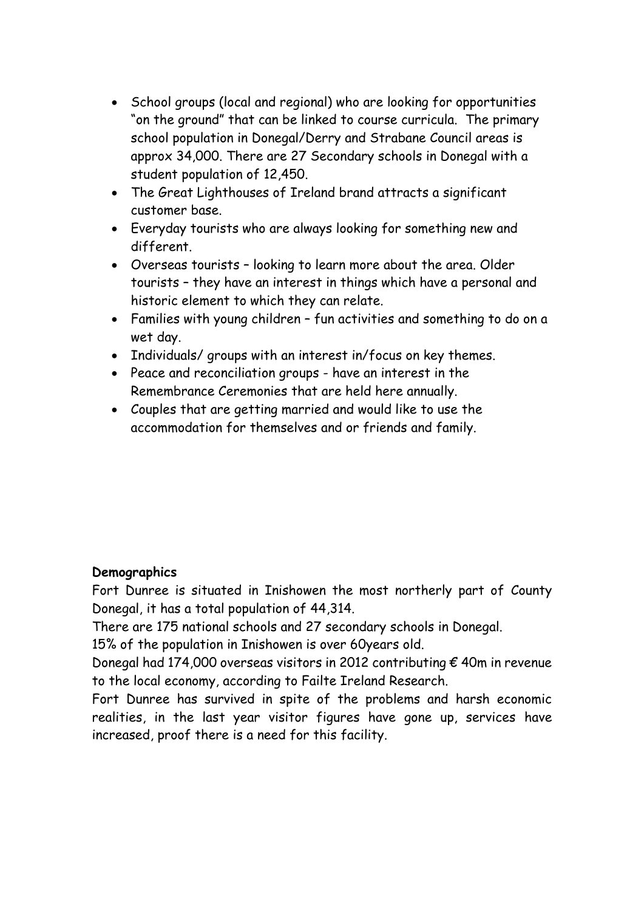- School groups (local and regional) who are looking for opportunities "on the ground" that can be linked to course curricula. The primary school population in Donegal/Derry and Strabane Council areas is approx 34,000. There are 27 Secondary schools in Donegal with a student population of 12,450.
- The Great Lighthouses of Ireland brand attracts a significant customer base.
- Everyday tourists who are always looking for something new and different.
- Overseas tourists – looking to learn more about the area. Older tourists – they have an interest in things which have a personal and historic element to which they can relate.
- Families with young children – fun activities and something to do on a wet day.
- Individuals/ groups with an interest in/focus on key themes.
- Peace and reconciliation groups - have an interest in the Remembrance Ceremonies that are held here annually.
- Couples that are getting married and would like to use the accommodation for themselves and or friends and family.

**Demographics**

Fort Dunree is situated in Inishowen the most northerly part of County Donegal, it has a total population of 44,314.

There are 175 national schools and 27 secondary schools in Donegal.

15% of the population in Inishowen is over 60years old.

Donegal had 174,000 overseas visitors in 2012 contributing € 40m in revenue to the local economy, according to Failte Ireland Research.

Fort Dunree has survived in spite of the problems and harsh economic realities, in the last year visitor figures have gone up, services have increased, proof there is a need for this facility.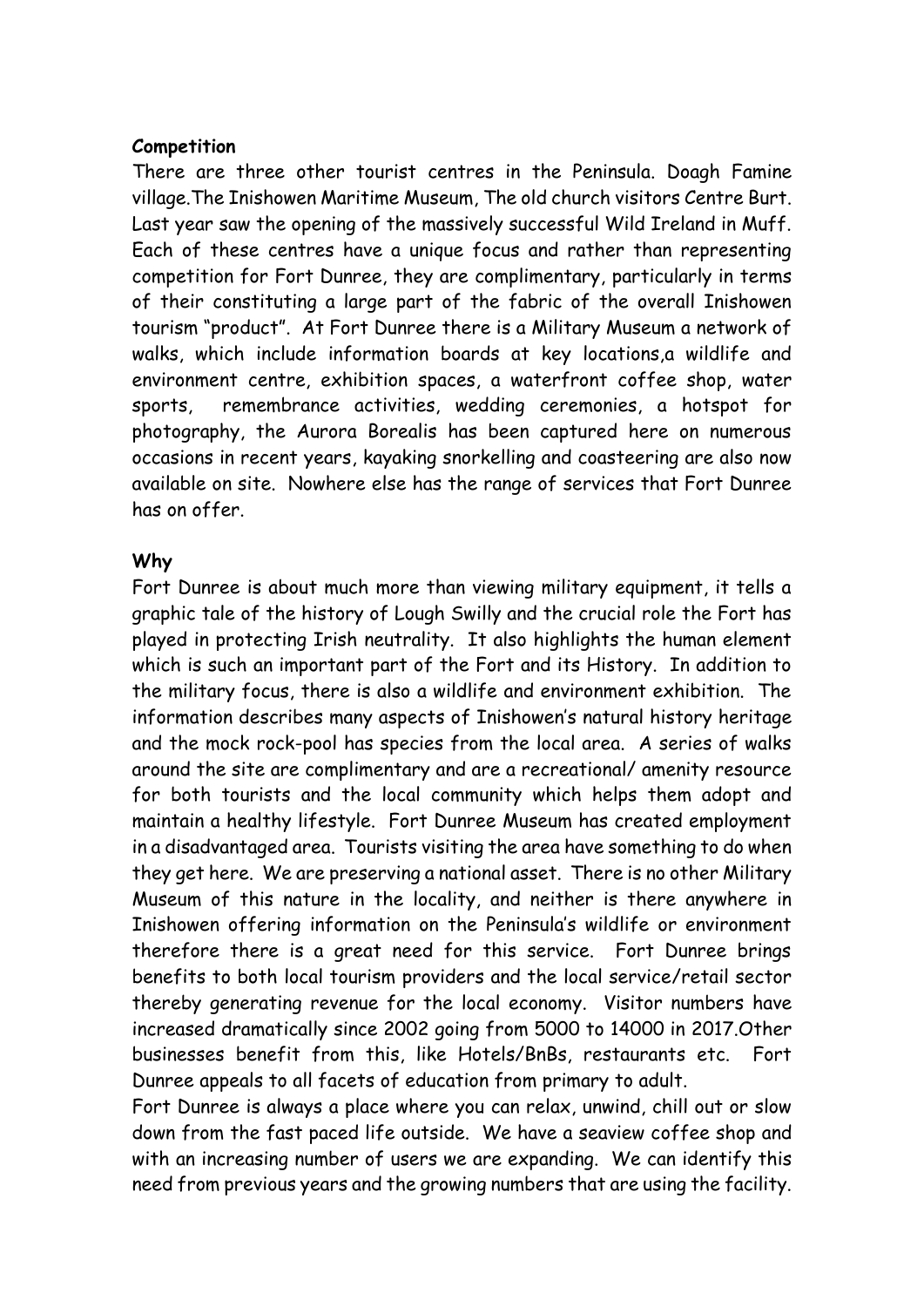**Competition**

There are three other tourist centres in the Peninsula. Doagh Famine village.The Inishowen Maritime Museum, The old church visitors Centre Burt. Last year saw the opening of the massively successful Wild Ireland in Muff. Each of these centres have a unique focus and rather than representing competition for Fort Dunree, they are complimentary, particularly in terms of their constituting a large part of the fabric of the overall Inishowen tourism "product". At Fort Dunree there is a Military Museum a network of walks, which include information boards at key locations,a wildlife and environment centre, exhibition spaces, a waterfront coffee shop, water sports, remembrance activities, wedding ceremonies, a hotspot for photography, the Aurora Borealis has been captured here on numerous occasions in recent years, kayaking snorkelling and coasteering are also now available on site. Nowhere else has the range of services that Fort Dunree has on offer.

**Why**

Fort Dunree is about much more than viewing military equipment, it tells a graphic tale of the history of Lough Swilly and the crucial role the Fort has played in protecting Irish neutrality. It also highlights the human element which is such an important part of the Fort and its History. In addition to the military focus, there is also a wildlife and environment exhibition. The information describes many aspects of Inishowen's natural history heritage and the mock rock-pool has species from the local area. A series of walks around the site are complimentary and are a recreational/ amenity resource for both tourists and the local community which helps them adopt and maintain a healthy lifestyle. Fort Dunree Museum has created employment in a disadvantaged area. Tourists visiting the area have something to do when they get here. We are preserving a national asset. There is no other Military Museum of this nature in the locality, and neither is there anywhere in Inishowen offering information on the Peninsula's wildlife or environment therefore there is a great need for this service. Fort Dunree brings benefits to both local tourism providers and the local service/retail sector thereby generating revenue for the local economy. Visitor numbers have increased dramatically since 2002 going from 5000 to 14000 in 2017.Other businesses benefit from this, like Hotels/BnBs, restaurants etc. Fort Dunree appeals to all facets of education from primary to adult.

Fort Dunree is always a place where you can relax, unwind, chill out or slow down from the fast paced life outside. We have a seaview coffee shop and with an increasing number of users we are expanding. We can identify this need from previous years and the growing numbers that are using the facility.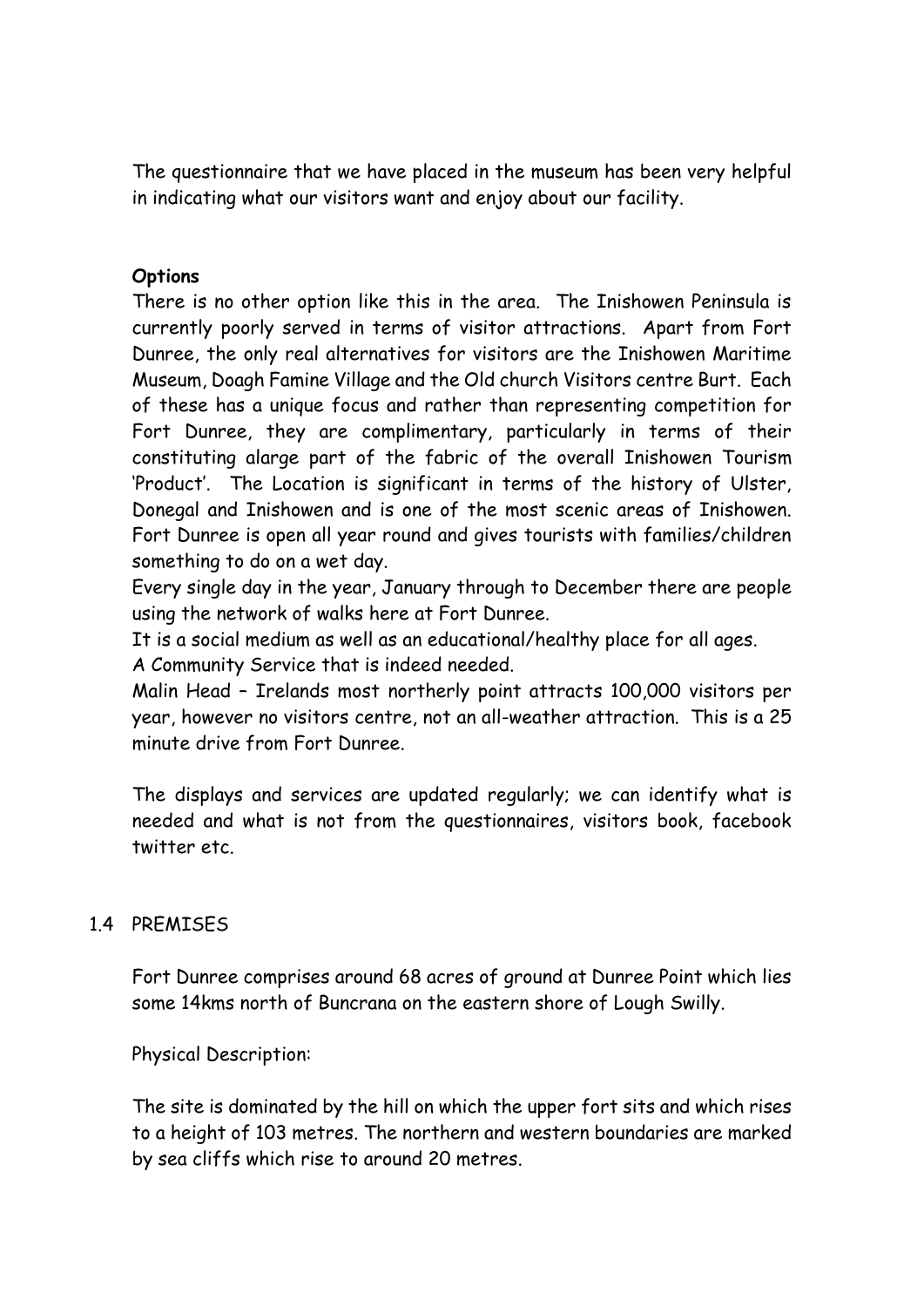The questionnaire that we have placed in the museum has been very helpful in indicating what our visitors want and enjoy about our facility.

**Options**

There is no other option like this in the area. The Inishowen Peninsula is currently poorly served in terms of visitor attractions. Apart from Fort Dunree, the only real alternatives for visitors are the Inishowen Maritime Museum, Doagh Famine Village and the Old church Visitors centre Burt. Each of these has a unique focus and rather than representing competition for Fort Dunree, they are complimentary, particularly in terms of their constituting alarge part of the fabric of the overall Inishowen Tourism 'Product'. The Location is significant in terms of the history of Ulster, Donegal and Inishowen and is one of the most scenic areas of Inishowen. Fort Dunree is open all year round and gives tourists with families/children something to do on a wet day.

Every single day in the year, January through to December there are people using the network of walks here at Fort Dunree.

It is a social medium as well as an educational/healthy place for all ages.

A Community Service that is indeed needed.

Malin Head – Irelands most northerly point attracts 100,000 visitors per year, however no visitors centre, not an all-weather attraction. This is a 25 minute drive from Fort Dunree.

The displays and services are updated regularly; we can identify what is needed and what is not from the questionnaires, visitors book, facebook twitter etc.

## 1.4 PREMISES

Fort Dunree comprises around 68 acres of ground at Dunree Point which lies some 14kms north of Buncrana on the eastern shore of Lough Swilly.

Physical Description:

The site is dominated by the hill on which the upper fort sits and which rises to a height of 103 metres. The northern and western boundaries are marked by sea cliffs which rise to around 20 metres.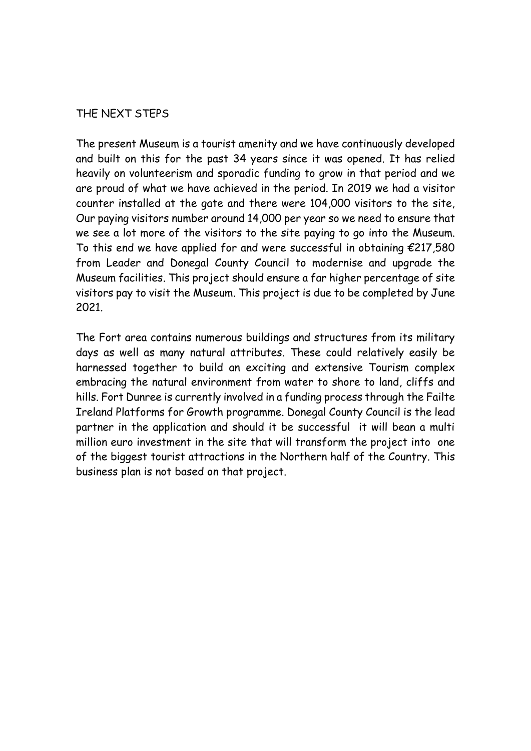## THE NEXT STEPS

The present Museum is a tourist amenity and we have continuously developed and built on this for the past 34 years since it was opened. It has relied heavily on volunteerism and sporadic funding to grow in that period and we are proud of what we have achieved in the period. In 2019 we had a visitor counter installed at the gate and there were 104,000 visitors to the site, Our paying visitors number around 14,000 per year so we need to ensure that we see a lot more of the visitors to the site paying to go into the Museum. To this end we have applied for and were successful in obtaining €217,580 from Leader and Donegal County Council to modernise and upgrade the Museum facilities. This project should ensure a far higher percentage of site visitors pay to visit the Museum. This project is due to be completed by June 2021.

The Fort area contains numerous buildings and structures from its military days as well as many natural attributes. These could relatively easily be harnessed together to build an exciting and extensive Tourism complex embracing the natural environment from water to shore to land, cliffs and hills. Fort Dunree is currently involved in a funding process through the Failte Ireland Platforms for Growth programme. Donegal County Council is the lead partner in the application and should it be successful it will bean a multi million euro investment in the site that will transform the project into one of the biggest tourist attractions in the Northern half of the Country. This business plan is not based on that project.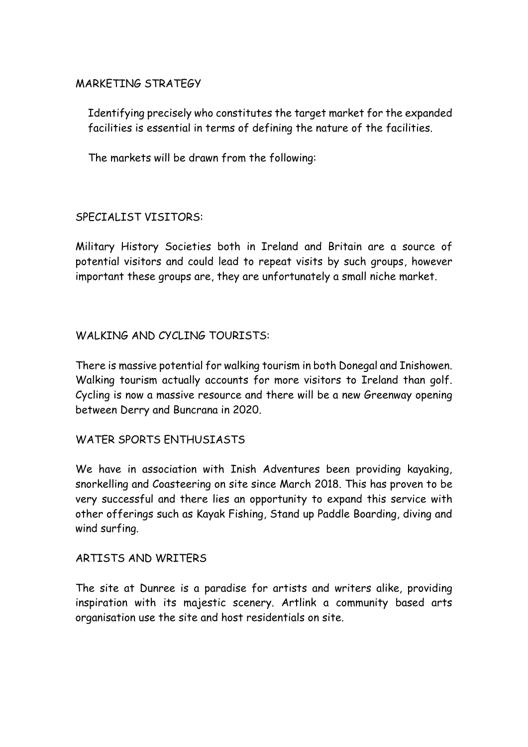## MARKETING STRATEGY

Identifying precisely who constitutes the target market for the expanded facilities is essential in terms of defining the nature of the facilities.

The markets will be drawn from the following:

### SPECIALIST VISITORS:

Military History Societies both in Ireland and Britain are a source of potential visitors and could lead to repeat visits by such groups, however important these groups are, they are unfortunately a small niche market.

### WALKING AND CYCLING TOURISTS:

There is massive potential for walking tourism in both Donegal and Inishowen. Walking tourism actually accounts for more visitors to Ireland than golf. Cycling is now a massive resource and there will be a new Greenway opening between Derry and Buncrana in 2020.

### WATER SPORTS ENTHUSIASTS

We have in association with Inish Adventures been providing kayaking, snorkelling and Coasteering on site since March 2018. This has proven to be very successful and there lies an opportunity to expand this service with other offerings such as Kayak Fishing, Stand up Paddle Boarding, diving and wind surfing.

### ARTISTS AND WRITERS

The site at Dunree is a paradise for artists and writers alike, providing inspiration with its majestic scenery. Artlink a community based arts organisation use the site and host residentials on site.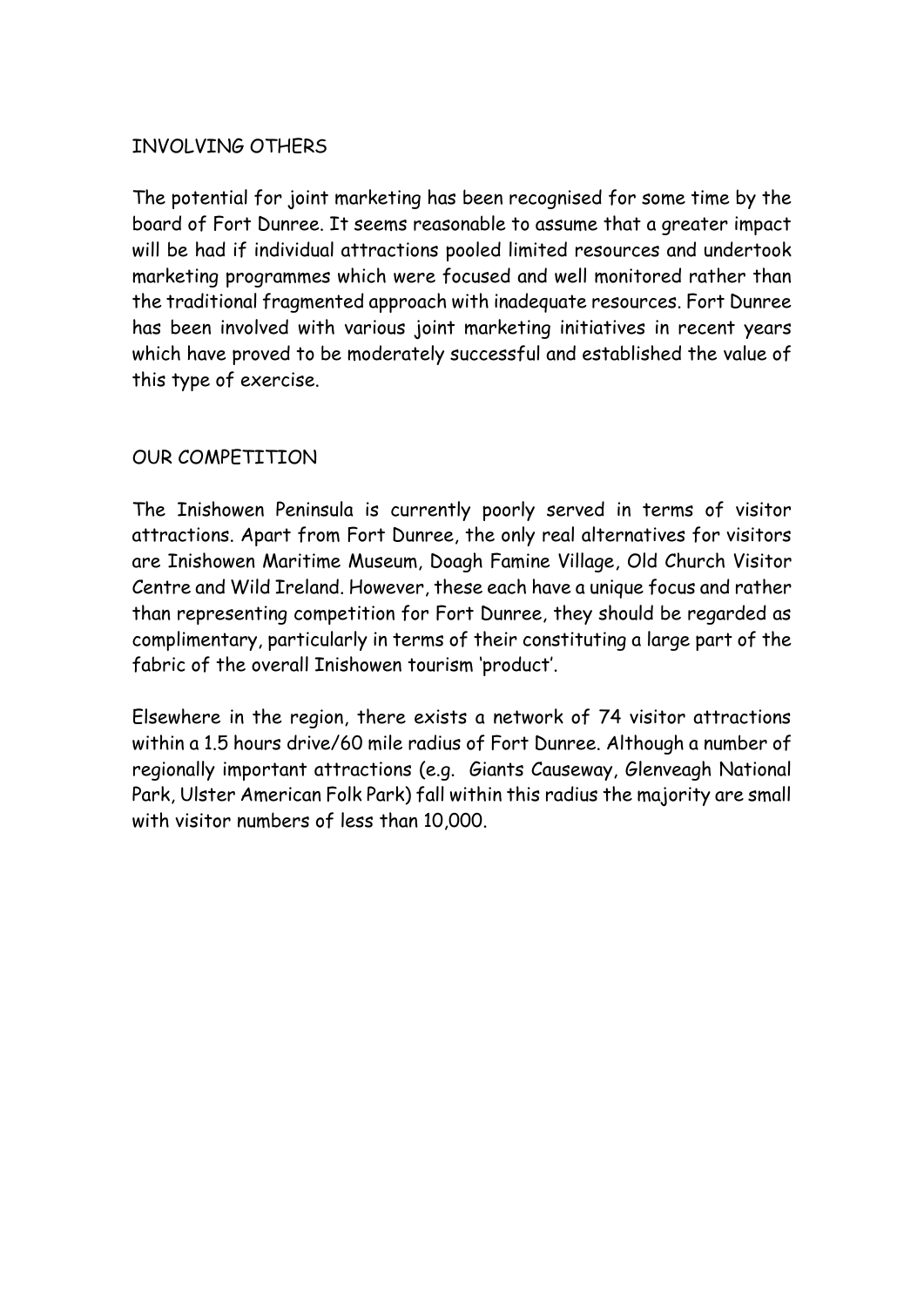## INVOLVING OTHERS

The potential for joint marketing has been recognised for some time by the board of Fort Dunree. It seems reasonable to assume that a greater impact will be had if individual attractions pooled limited resources and undertook marketing programmes which were focused and well monitored rather than the traditional fragmented approach with inadequate resources. Fort Dunree has been involved with various joint marketing initiatives in recent years which have proved to be moderately successful and established the value of this type of exercise.

## OUR COMPETITION

The Inishowen Peninsula is currently poorly served in terms of visitor attractions. Apart from Fort Dunree, the only real alternatives for visitors are Inishowen Maritime Museum, Doagh Famine Village, Old Church Visitor Centre and Wild Ireland. However, these each have a unique focus and rather than representing competition for Fort Dunree, they should be regarded as complimentary, particularly in terms of their constituting a large part of the fabric of the overall Inishowen tourism 'product'.

Elsewhere in the region, there exists a network of 74 visitor attractions within a 1.5 hours drive/60 mile radius of Fort Dunree. Although a number of regionally important attractions (e.g. Giants Causeway, Glenveagh National Park, Ulster American Folk Park) fall within this radius the majority are small with visitor numbers of less than 10,000.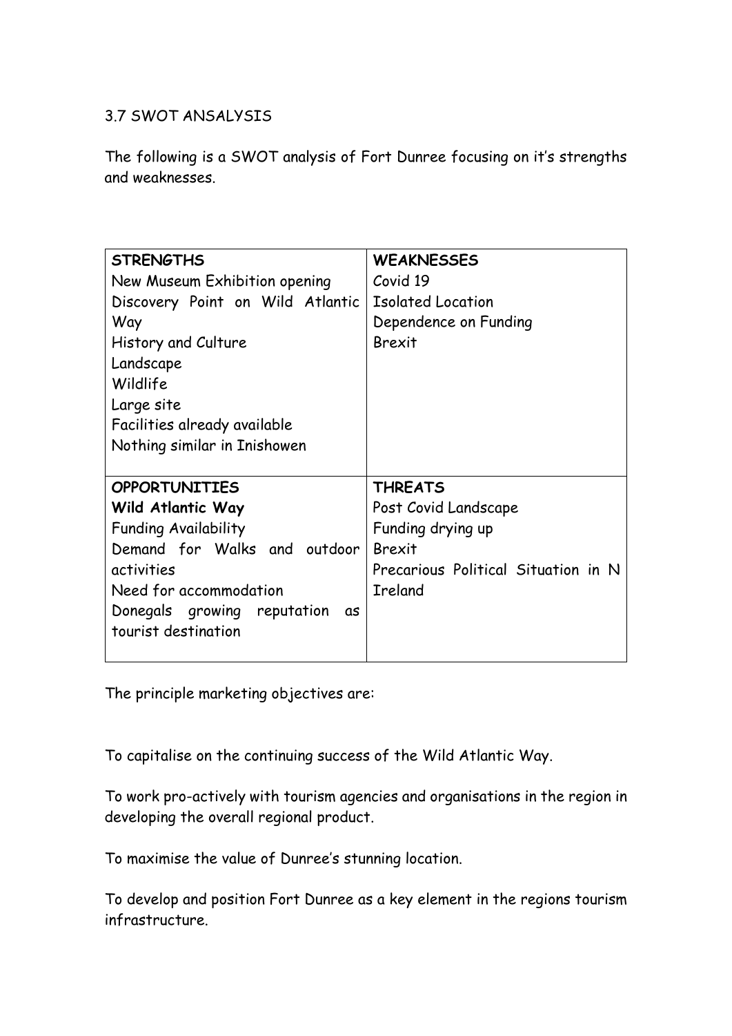## 3.7 SWOT ANSALYSIS

The following is a SWOT analysis of Fort Dunree focusing on it's strengths and weaknesses.

| **STRENGTHS**<br>New Museum Exhibition opening<br>Discovery Point on Wild Atlantic Way<br>History and Culture<br>Landscape<br>Wildlife<br>Large site<br>Facilities already available<br>Nothing similar in Inishowen | **WEAKNESSES**<br>Covid 19<br>Isolated Location<br>Dependence on Funding<br>Brexit |
|---|---|
| **OPPORTUNITIES**<br>**Wild Atlantic Way**<br>Funding Availability<br>Demand for Walks and outdoor activities<br>Need for accommodation<br>Donegals growing reputation as tourist destination | **THREATS**<br>Post Covid Landscape<br>Funding drying up<br>Brexit<br>Precarious Political Situation in N Ireland |

The principle marketing objectives are:

To capitalise on the continuing success of the Wild Atlantic Way.

To work pro-actively with tourism agencies and organisations in the region in developing the overall regional product.

To maximise the value of Dunree's stunning location.

To develop and position Fort Dunree as a key element in the regions tourism infrastructure.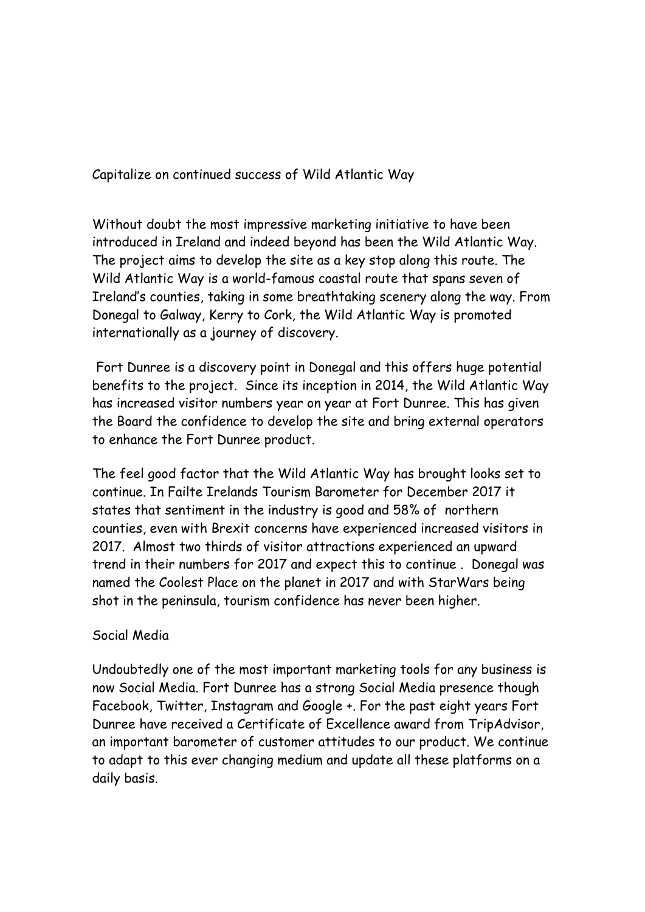## Capitalize on continued success of Wild Atlantic Way

Without doubt the most impressive marketing initiative to have been introduced in Ireland and indeed beyond has been the Wild Atlantic Way. The project aims to develop the site as a key stop along this route. The Wild Atlantic Way is a world-famous coastal route that spans seven of Ireland's counties, taking in some breathtaking scenery along the way. From Donegal to Galway, Kerry to Cork, the Wild Atlantic Way is promoted internationally as a journey of discovery.

Fort Dunree is a discovery point in Donegal and this offers huge potential benefits to the project. Since its inception in 2014, the Wild Atlantic Way has increased visitor numbers year on year at Fort Dunree. This has given the Board the confidence to develop the site and bring external operators to enhance the Fort Dunree product.

The feel good factor that the Wild Atlantic Way has brought looks set to continue. In Failte Irelands Tourism Barometer for December 2017 it states that sentiment in the industry is good and 58% of northern counties, even with Brexit concerns have experienced increased visitors in 2017. Almost two thirds of visitor attractions experienced an upward trend in their numbers for 2017 and expect this to continue . Donegal was named the Coolest Place on the planet in 2017 and with StarWars being shot in the peninsula, tourism confidence has never been higher.

## Social Media

Undoubtedly one of the most important marketing tools for any business is now Social Media. Fort Dunree has a strong Social Media presence though Facebook, Twitter, Instagram and Google +. For the past eight years Fort Dunree have received a Certificate of Excellence award from TripAdvisor, an important barometer of customer attitudes to our product. We continue to adapt to this ever changing medium and update all these platforms on a daily basis.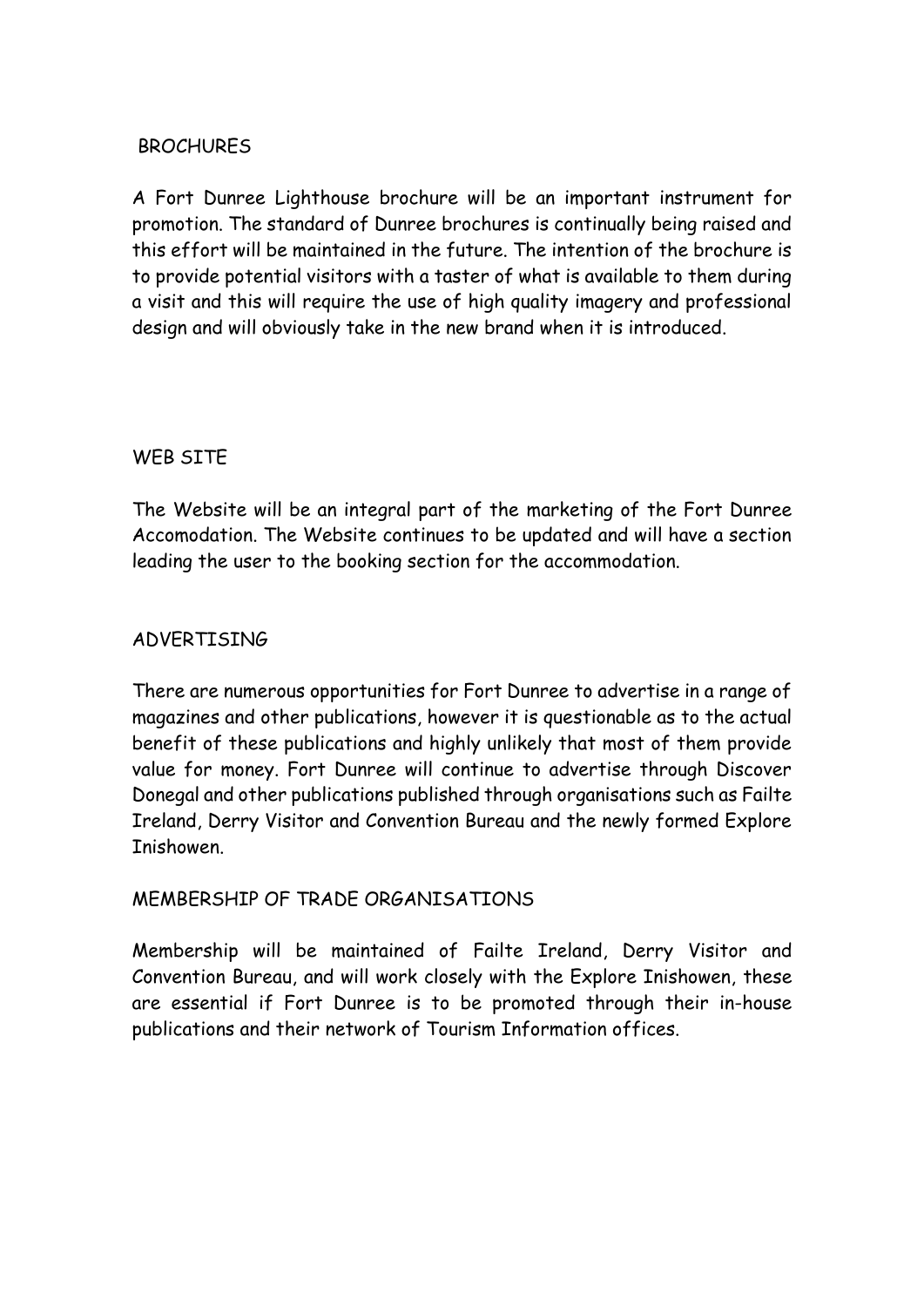## BROCHURES

A Fort Dunree Lighthouse brochure will be an important instrument for promotion. The standard of Dunree brochures is continually being raised and this effort will be maintained in the future. The intention of the brochure is to provide potential visitors with a taster of what is available to them during a visit and this will require the use of high quality imagery and professional design and will obviously take in the new brand when it is introduced.

## WEB SITE

The Website will be an integral part of the marketing of the Fort Dunree Accomodation. The Website continues to be updated and will have a section leading the user to the booking section for the accommodation.

## ADVERTISING

There are numerous opportunities for Fort Dunree to advertise in a range of magazines and other publications, however it is questionable as to the actual benefit of these publications and highly unlikely that most of them provide value for money. Fort Dunree will continue to advertise through Discover Donegal and other publications published through organisations such as Failte Ireland, Derry Visitor and Convention Bureau and the newly formed Explore Inishowen.

## MEMBERSHIP OF TRADE ORGANISATIONS

Membership will be maintained of Failte Ireland, Derry Visitor and Convention Bureau, and will work closely with the Explore Inishowen, these are essential if Fort Dunree is to be promoted through their in-house publications and their network of Tourism Information offices.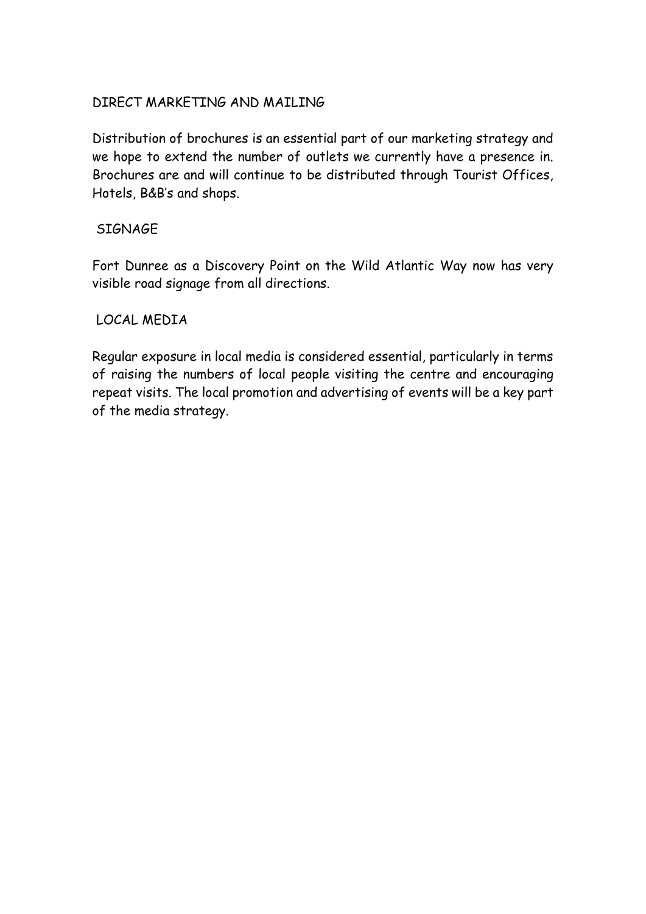## DIRECT MARKETING AND MAILING

Distribution of brochures is an essential part of our marketing strategy and we hope to extend the number of outlets we currently have a presence in. Brochures are and will continue to be distributed through Tourist Offices, Hotels, B&B's and shops.

## SIGNAGE

Fort Dunree as a Discovery Point on the Wild Atlantic Way now has very visible road signage from all directions.

## LOCAL MEDIA

Regular exposure in local media is considered essential, particularly in terms of raising the numbers of local people visiting the centre and encouraging repeat visits. The local promotion and advertising of events will be a key part of the media strategy.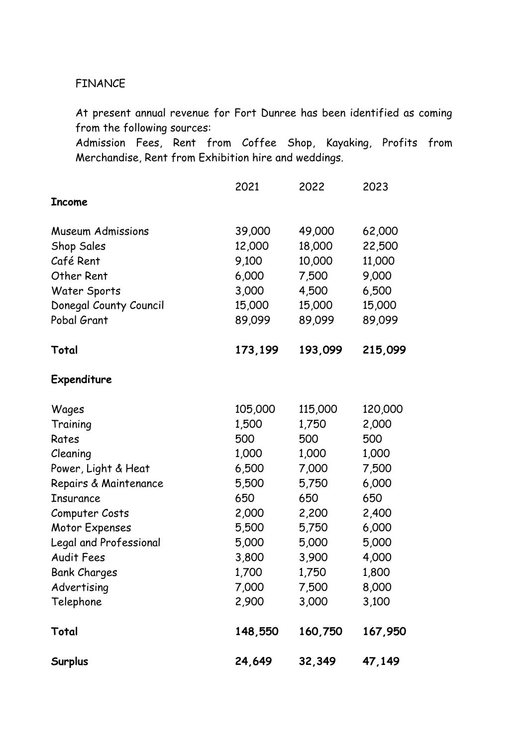FINANCE

At present annual revenue for Fort Dunree has been identified as coming from the following sources:
Admission Fees, Rent from Coffee Shop, Kayaking, Profits from Merchandise, Rent from Exhibition hire and weddings.

| | 2021 | 2022 | 2023 |
|---|---|---|---|
| **Income** | | | |
| Museum Admissions | 39,000 | 49,000 | 62,000 |
| Shop Sales | 12,000 | 18,000 | 22,500 |
| Café Rent | 9,100 | 10,000 | 11,000 |
| Other Rent | 6,000 | 7,500 | 9,000 |
| Water Sports | 3,000 | 4,500 | 6,500 |
| Donegal County Council | 15,000 | 15,000 | 15,000 |
| Pobal Grant | 89,099 | 89,099 | 89,099 |
| **Total** | **173,199** | **193,099** | **215,099** |
| **Expenditure** | | | |
| Wages | 105,000 | 115,000 | 120,000 |
| Training | 1,500 | 1,750 | 2,000 |
| Rates | 500 | 500 | 500 |
| Cleaning | 1,000 | 1,000 | 1,000 |
| Power, Light & Heat | 6,500 | 7,000 | 7,500 |
| Repairs & Maintenance | 5,500 | 5,750 | 6,000 |
| Insurance | 650 | 650 | 650 |
| Computer Costs | 2,000 | 2,200 | 2,400 |
| Motor Expenses | 5,500 | 5,750 | 6,000 |
| Legal and Professional | 5,000 | 5,000 | 5,000 |
| Audit Fees | 3,800 | 3,900 | 4,000 |
| Bank Charges | 1,700 | 1,750 | 1,800 |
| Advertising | 7,000 | 7,500 | 8,000 |
| Telephone | 2,900 | 3,000 | 3,100 |
| **Total** | **148,550** | **160,750** | **167,950** |
| **Surplus** | **24,649** | **32,349** | **47,149** |